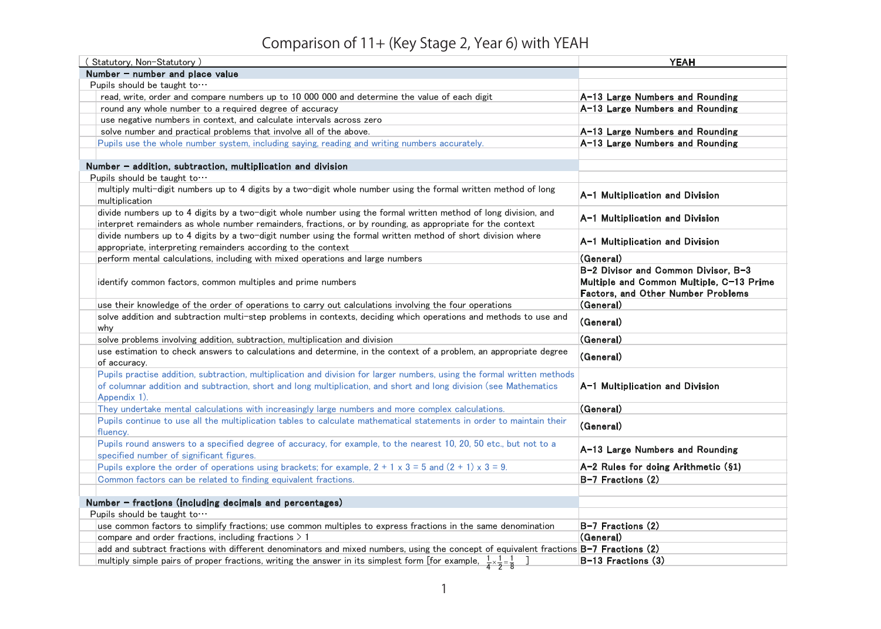# Comparison of 11+ (Key Stage 2, Year 6) with YEAH

| ( Statutory, Non-Statutory ) | YEAH |
|---|---|
| **Number – number and place value** | |
| Pupils should be taught to… | |
| read, write, order and compare numbers up to 10 000 000 and determine the value of each digit | **A-13 Large Numbers and Rounding** |
| round any whole number to a required degree of accuracy | **A-13 Large Numbers and Rounding** |
| use negative numbers in context, and calculate intervals across zero | |
| solve number and practical problems that involve all of the above. | **A-13 Large Numbers and Rounding** |
| Pupils use the whole number system, including saying, reading and writing numbers accurately. | **A-13 Large Numbers and Rounding** |
| | |
| **Number – addition, subtraction, multiplication and division** | |
| Pupils should be taught to… | |
| multiply multi-digit numbers up to 4 digits by a two-digit whole number using the formal written method of long multiplication | **A-1 Multiplication and Division** |
| divide numbers up to 4 digits by a two-digit whole number using the formal written method of long division, and interpret remainders as whole number remainders, fractions, or by rounding, as appropriate for the context | **A-1 Multiplication and Division** |
| divide numbers up to 4 digits by a two-digit number using the formal written method of short division where appropriate, interpreting remainders according to the context | **A-1 Multiplication and Division** |
| perform mental calculations, including with mixed operations and large numbers | **(General)** |
| identify common factors, common multiples and prime numbers | **B-2 Divisor and Common Divisor, B-3 Multiple and Common Multiple, C-13 Prime Factors, and Other Number Problems** |
| use their knowledge of the order of operations to carry out calculations involving the four operations | **(General)** |
| solve addition and subtraction multi-step problems in contexts, deciding which operations and methods to use and why | **(General)** |
| solve problems involving addition, subtraction, multiplication and division | **(General)** |
| use estimation to check answers to calculations and determine, in the context of a problem, an appropriate degree of accuracy. | **(General)** |
| Pupils practise addition, subtraction, multiplication and division for larger numbers, using the formal written methods of columnar addition and subtraction, short and long multiplication, and short and long division (see Mathematics Appendix 1). | **A-1 Multiplication and Division** |
| They undertake mental calculations with increasingly large numbers and more complex calculations. | **(General)** |
| Pupils continue to use all the multiplication tables to calculate mathematical statements in order to maintain their fluency. | **(General)** |
| Pupils round answers to a specified degree of accuracy, for example, to the nearest 10, 20, 50 etc., but not to a specified number of significant figures. | **A-13 Large Numbers and Rounding** |
| Pupils explore the order of operations using brackets; for example, 2 + 1 x 3 = 5 and (2 + 1) x 3 = 9. | **A-2 Rules for doing Arithmetic (§1)** |
| Common factors can be related to finding equivalent fractions. | **B-7 Fractions (2)** |
| | |
| **Number – fractions (including decimals and percentages)** | |
| Pupils should be taught to… | |
| use common factors to simplify fractions; use common multiples to express fractions in the same denomination | **B-7 Fractions (2)** |
| compare and order fractions, including fractions > 1 | **(General)** |
| add and subtract fractions with different denominators and mixed numbers, using the concept of equivalent fractions | **B-7 Fractions (2)** |
| multiply simple pairs of proper fractions, writing the answer in its simplest form [for example, $\frac{1}{4} \times \frac{1}{2} = \frac{1}{8}$ ] | **B-13 Fractions (3)** |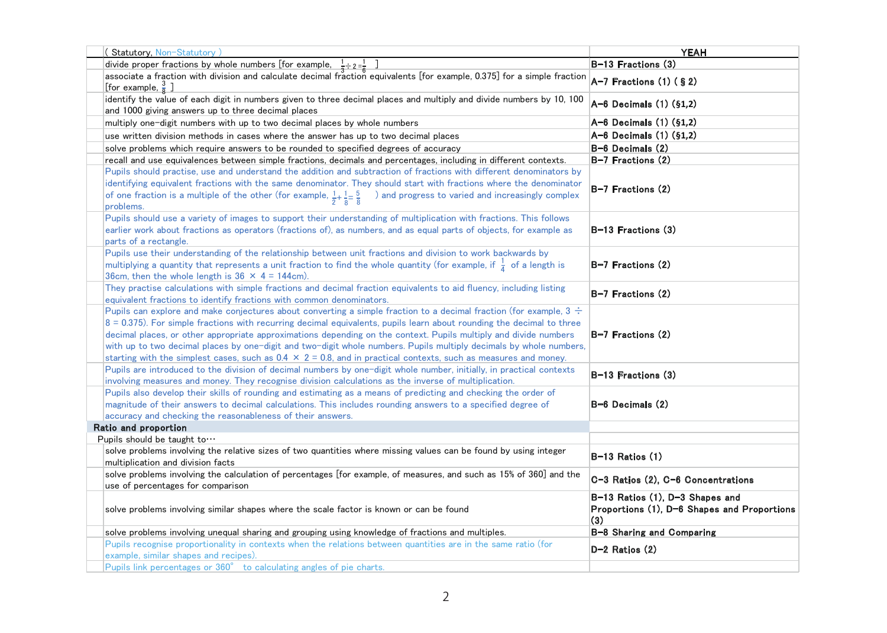| ( Statutory, Non-Statutory ) | YEAH |
|---|---|
| divide proper fractions by whole numbers [for example, $\frac{1}{3} \div 2 = \frac{1}{6}$ ] | B-13 Fractions (3) |
| associate a fraction with division and calculate decimal fraction equivalents [for example, 0.375] for a simple fraction [for example, $\frac{3}{8}$ ] | A-7 Fractions (1) ( § 2) |
| identify the value of each digit in numbers given to three decimal places and multiply and divide numbers by 10, 100 and 1000 giving answers up to three decimal places | A-6 Decimals (1) (§1,2) |
| multiply one-digit numbers with up to two decimal places by whole numbers | A-6 Decimals (1) (§1,2) |
| use written division methods in cases where the answer has up to two decimal places | A-6 Decimals (1) (§1,2) |
| solve problems which require answers to be rounded to specified degrees of accuracy | B-6 Decimals (2) |
| recall and use equivalences between simple fractions, decimals and percentages, including in different contexts. | B-7 Fractions (2) |
| Pupils should practise, use and understand the addition and subtraction of fractions with different denominators by identifying equivalent fractions with the same denominator. They should start with fractions where the denominator of one fraction is a multiple of the other (for example, $\frac{1}{2} + \frac{1}{8} = \frac{5}{8}$ ) and progress to varied and increasingly complex problems. | B-7 Fractions (2) |
| Pupils should use a variety of images to support their understanding of multiplication with fractions. This follows earlier work about fractions as operators (fractions of), as numbers, and as equal parts of objects, for example as parts of a rectangle. | B-13 Fractions (3) |
| Pupils use their understanding of the relationship between unit fractions and division to work backwards by multiplying a quantity that represents a unit fraction to find the whole quantity (for example, if $\frac{1}{4}$ of a length is 36cm, then the whole length is 36 × 4 = 144cm). | B-7 Fractions (2) |
| They practise calculations with simple fractions and decimal fraction equivalents to aid fluency, including listing equivalent fractions to identify fractions with common denominators. | B-7 Fractions (2) |
| Pupils can explore and make conjectures about converting a simple fraction to a decimal fraction (for example, 3 ÷ 8 = 0.375). For simple fractions with recurring decimal equivalents, pupils learn about rounding the decimal to three decimal places, or other appropriate approximations depending on the context. Pupils multiply and divide numbers with up to two decimal places by one-digit and two-digit whole numbers. Pupils multiply decimals by whole numbers, starting with the simplest cases, such as 0.4 × 2 = 0.8, and in practical contexts, such as measures and money. | B-7 Fractions (2) |
| Pupils are introduced to the division of decimal numbers by one-digit whole number, initially, in practical contexts involving measures and money. They recognise division calculations as the inverse of multiplication. | B-13 Fractions (3) |
| Pupils also develop their skills of rounding and estimating as a means of predicting and checking the order of magnitude of their answers to decimal calculations. This includes rounding answers to a specified degree of accuracy and checking the reasonableness of their answers. | B-6 Decimals (2) |
| **Ratio and proportion** | |
| Pupils should be taught to… | |
| solve problems involving the relative sizes of two quantities where missing values can be found by using integer multiplication and division facts | B-13 Ratios (1) |
| solve problems involving the calculation of percentages [for example, of measures, and such as 15% of 360] and the use of percentages for comparison | C-3 Ratios (2), C-6 Concentrations |
| solve problems involving similar shapes where the scale factor is known or can be found | B-13 Ratios (1), D-3 Shapes and Proportions (1), D-6 Shapes and Proportions (3) |
| solve problems involving unequal sharing and grouping using knowledge of fractions and multiples. | B-8 Sharing and Comparing |
| Pupils recognise proportionality in contexts when the relations between quantities are in the same ratio (for example, similar shapes and recipes). | D-2 Ratios (2) |
| Pupils link percentages or 360° to calculating angles of pie charts. | |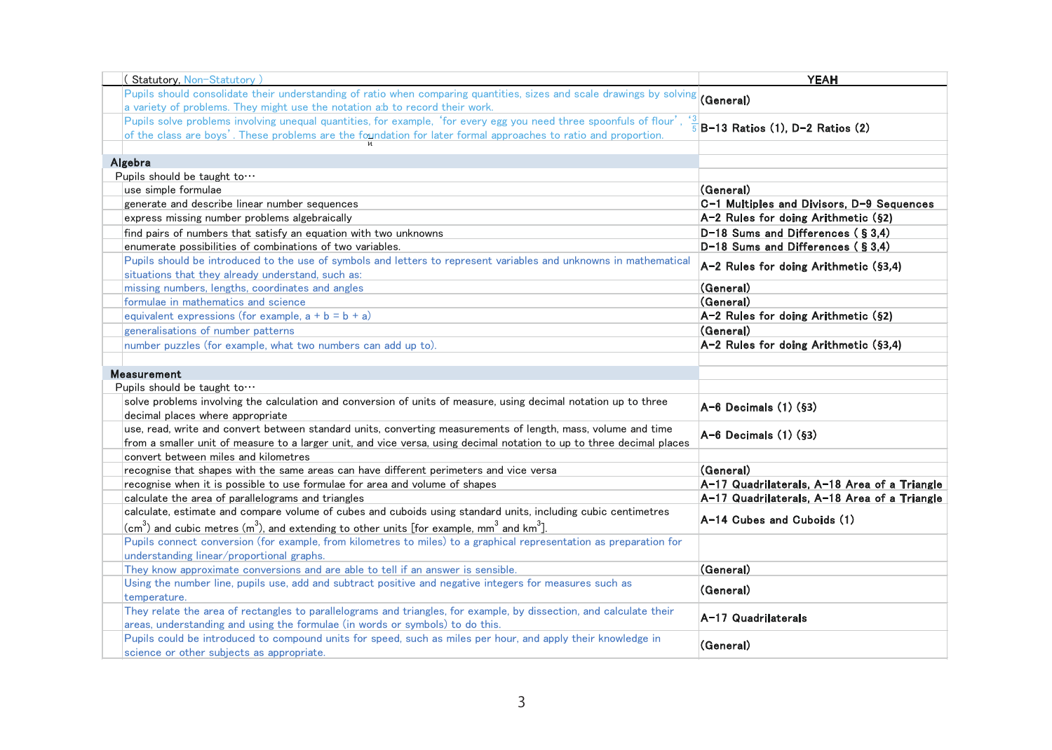| ( Statutory, Non-Statutory ) | YEAH |
|---|---|
| Pupils should consolidate their understanding of ratio when comparing quantities, sizes and scale drawings by solving a variety of problems. They might use the notation a:b to record their work. | (General) |
| Pupils solve problems involving unequal quantities, for example, 'for every egg you need three spoonfuls of flour', '$\frac{3}{5}$ of the class are boys'. These problems are the foundation for later formal approaches to ratio and proportion. | B-13 Ratios (1), D-2 Ratios (2) |
| | |
| **Algebra** | |
| Pupils should be taught to··· | |
| use simple formulae | (General) |
| generate and describe linear number sequences | C-1 Multiples and Divisors, D-9 Sequences |
| express missing number problems algebraically | A-2 Rules for doing Arithmetic (§2) |
| find pairs of numbers that satisfy an equation with two unknowns | D-18 Sums and Differences ( § 3,4) |
| enumerate possibilities of combinations of two variables. | D-18 Sums and Differences ( § 3,4) |
| Pupils should be introduced to the use of symbols and letters to represent variables and unknowns in mathematical situations that they already understand, such as: | A-2 Rules for doing Arithmetic (§3,4) |
| missing numbers, lengths, coordinates and angles | (General) |
| formulae in mathematics and science | (General) |
| equivalent expressions (for example, a + b = b + a) | A-2 Rules for doing Arithmetic (§2) |
| generalisations of number patterns | (General) |
| number puzzles (for example, what two numbers can add up to). | A-2 Rules for doing Arithmetic (§3,4) |
| | |
| **Measurement** | |
| Pupils should be taught to··· | |
| solve problems involving the calculation and conversion of units of measure, using decimal notation up to three decimal places where appropriate | A-6 Decimals (1) (§3) |
| use, read, write and convert between standard units, converting measurements of length, mass, volume and time from a smaller unit of measure to a larger unit, and vice versa, using decimal notation to up to three decimal places | A-6 Decimals (1) (§3) |
| convert between miles and kilometres | |
| recognise that shapes with the same areas can have different perimeters and vice versa | (General) |
| recognise when it is possible to use formulae for area and volume of shapes | A-17 Quadrilaterals, A-18 Area of a Triangle |
| calculate the area of parallelograms and triangles | A-17 Quadrilaterals, A-18 Area of a Triangle |
| calculate, estimate and compare volume of cubes and cuboids using standard units, including cubic centimetres ($cm^3$) and cubic metres ($m^3$), and extending to other units [for example, $mm^3$ and $km^3$]. | A-14 Cubes and Cuboids (1) |
| Pupils connect conversion (for example, from kilometres to miles) to a graphical representation as preparation for understanding linear/proportional graphs. | |
| They know approximate conversions and are able to tell if an answer is sensible. | (General) |
| Using the number line, pupils use, add and subtract positive and negative integers for measures such as temperature. | (General) |
| They relate the area of rectangles to parallelograms and triangles, for example, by dissection, and calculate their areas, understanding and using the formulae (in words or symbols) to do this. | A-17 Quadrilaterals |
| Pupils could be introduced to compound units for speed, such as miles per hour, and apply their knowledge in science or other subjects as appropriate. | (General) |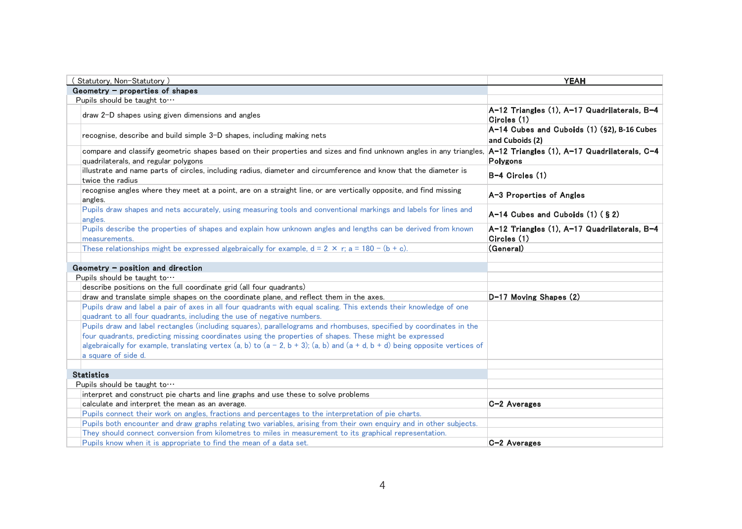| ( Statutory, Non-Statutory ) | YEAH |
|---|---|
| **Geometry – properties of shapes** | |
| Pupils should be taught to··· | |
| draw 2-D shapes using given dimensions and angles | A-12 Triangles (1), A-17 Quadrilaterals, B-4 Circles (1) |
| recognise, describe and build simple 3-D shapes, including making nets | A-14 Cubes and Cuboids (1) (§2), B-16 Cubes and Cuboids (2) |
| compare and classify geometric shapes based on their properties and sizes and find unknown angles in any triangles, quadrilaterals, and regular polygons | A-12 Triangles (1), A-17 Quadrilaterals, C-4 Polygons |
| illustrate and name parts of circles, including radius, diameter and circumference and know that the diameter is twice the radius | B-4 Circles (1) |
| recognise angles where they meet at a point, are on a straight line, or are vertically opposite, and find missing angles. | A-3 Properties of Angles |
| Pupils draw shapes and nets accurately, using measuring tools and conventional markings and labels for lines and angles. | A-14 Cubes and Cuboids (1) ( § 2) |
| Pupils describe the properties of shapes and explain how unknown angles and lengths can be derived from known measurements. | A-12 Triangles (1), A-17 Quadrilaterals, B-4 Circles (1) |
| These relationships might be expressed algebraically for example, $d = 2 \times r$; $a = 180 - (b + c)$. | (General) |
| | |
| **Geometry – position and direction** | |
| Pupils should be taught to··· | |
| describe positions on the full coordinate grid (all four quadrants) | |
| draw and translate simple shapes on the coordinate plane, and reflect them in the axes. | D-17 Moving Shapes (2) |
| Pupils draw and label a pair of axes in all four quadrants with equal scaling. This extends their knowledge of one quadrant to all four quadrants, including the use of negative numbers. | |
| Pupils draw and label rectangles (including squares), parallelograms and rhombuses, specified by coordinates in the four quadrants, predicting missing coordinates using the properties of shapes. These might be expressed algebraically for example, translating vertex $(a, b)$ to $(a - 2, b + 3)$; $(a, b)$ and $(a + d, b + d)$ being opposite vertices of a square of side $d$. | |
| | |
| **Statistics** | |
| Pupils should be taught to··· | |
| interpret and construct pie charts and line graphs and use these to solve problems | |
| calculate and interpret the mean as an average. | C-2 Averages |
| Pupils connect their work on angles, fractions and percentages to the interpretation of pie charts. | |
| Pupils both encounter and draw graphs relating two variables, arising from their own enquiry and in other subjects. | |
| They should connect conversion from kilometres to miles in measurement to its graphical representation. | |
| Pupils know when it is appropriate to find the mean of a data set. | C-2 Averages |